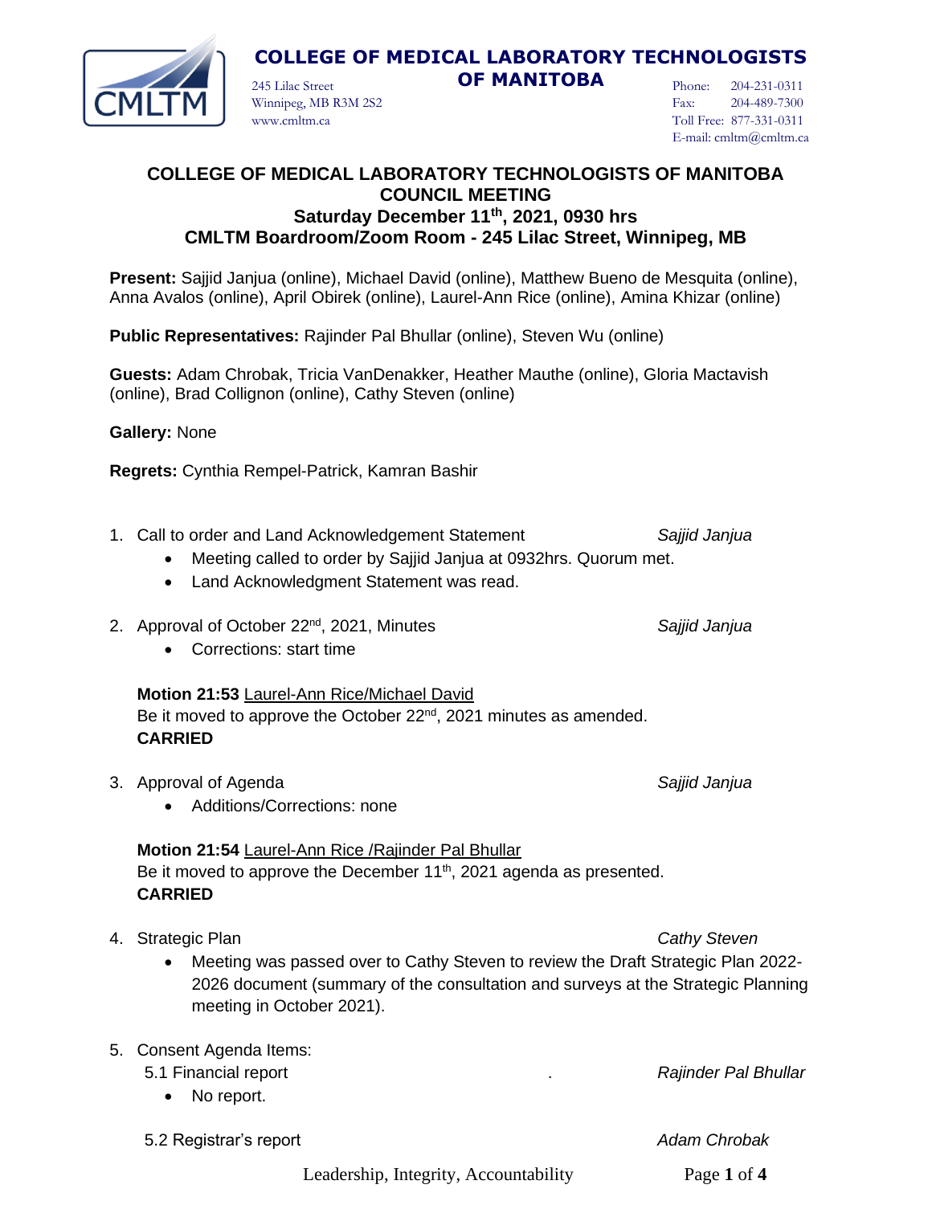# COLLEGE OF MEDICAL LABORATORY TECHNOLOGISTS OF MANITOBA

245 Lilac Street
Winnipeg, MB R3M 2S2
www.cmltm.ca

Phone: 204-231-0311
Fax: 204-489-7300
Toll Free: 877-331-0311
E-mail: cmltm@cmltm.ca

## COLLEGE OF MEDICAL LABORATORY TECHNOLOGISTS OF MANITOBA
## COUNCIL MEETING
### Saturday December 11th, 2021, 0930 hrs
### CMLTM Boardroom/Zoom Room - 245 Lilac Street, Winnipeg, MB

**Present:** Sajjid Janjua (online), Michael David (online), Matthew Bueno de Mesquita (online), Anna Avalos (online), April Obirek (online), Laurel-Ann Rice (online), Amina Khizar (online)

**Public Representatives:** Rajinder Pal Bhullar (online), Steven Wu (online)

**Guests:** Adam Chrobak, Tricia VanDenakker, Heather Mauthe (online), Gloria Mactavish (online), Brad Collignon (online), Cathy Steven (online)

**Gallery:** None

**Regrets:** Cynthia Rempel-Patrick, Kamran Bashir

1. Call to order and Land Acknowledgement Statement — *Sajjid Janjua*
   - Meeting called to order by Sajjid Janjua at 0932hrs. Quorum met.
   - Land Acknowledgment Statement was read.

2. Approval of October 22nd, 2021, Minutes — *Sajjid Janjua*
   - Corrections: start time

   **Motion 21:53** Laurel-Ann Rice/Michael David
   Be it moved to approve the October 22nd, 2021 minutes as amended.
   **CARRIED**

3. Approval of Agenda — *Sajjid Janjua*
   - Additions/Corrections: none

   **Motion 21:54** Laurel-Ann Rice /Rajinder Pal Bhullar
   Be it moved to approve the December 11th, 2021 agenda as presented.
   **CARRIED**

4. Strategic Plan — *Cathy Steven*
   - Meeting was passed over to Cathy Steven to review the Draft Strategic Plan 2022-2026 document (summary of the consultation and surveys at the Strategic Planning meeting in October 2021).

5. Consent Agenda Items:

   5.1 Financial report — *Rajinder Pal Bhullar*
   - No report.

   5.2 Registrar's report — *Adam Chrobak*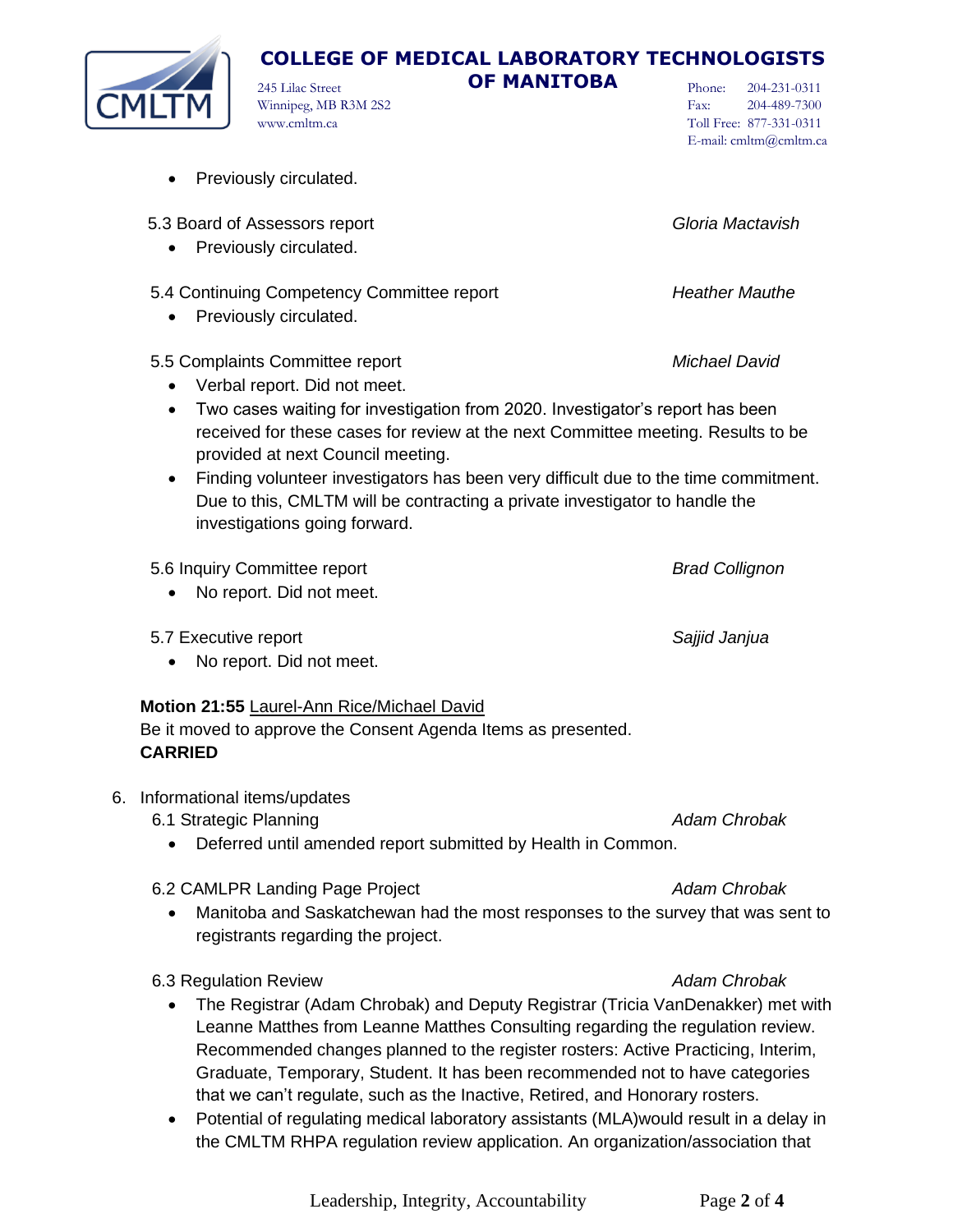- Previously circulated.

5.3 Board of Assessors report *Gloria Mactavish*

- Previously circulated.

5.4 Continuing Competency Committee report *Heather Mauthe*

- Previously circulated.

5.5 Complaints Committee report *Michael David*

- Verbal report. Did not meet.
- Two cases waiting for investigation from 2020. Investigator's report has been received for these cases for review at the next Committee meeting. Results to be provided at next Council meeting.
- Finding volunteer investigators has been very difficult due to the time commitment. Due to this, CMLTM will be contracting a private investigator to handle the investigations going forward.

5.6 Inquiry Committee report *Brad Collignon*

- No report. Did not meet.

5.7 Executive report *Sajjid Janjua*

- No report. Did not meet.

**Motion 21:55** Laurel-Ann Rice/Michael David
Be it moved to approve the Consent Agenda Items as presented.
**CARRIED**

6. Informational items/updates

6.1 Strategic Planning *Adam Chrobak*

- Deferred until amended report submitted by Health in Common.

6.2 CAMLPR Landing Page Project *Adam Chrobak*

- Manitoba and Saskatchewan had the most responses to the survey that was sent to registrants regarding the project.

6.3 Regulation Review *Adam Chrobak*

- The Registrar (Adam Chrobak) and Deputy Registrar (Tricia VanDenakker) met with Leanne Matthes from Leanne Matthes Consulting regarding the regulation review. Recommended changes planned to the register rosters: Active Practicing, Interim, Graduate, Temporary, Student. It has been recommended not to have categories that we can't regulate, such as the Inactive, Retired, and Honorary rosters.
- Potential of regulating medical laboratory assistants (MLA)would result in a delay in the CMLTM RHPA regulation review application. An organization/association that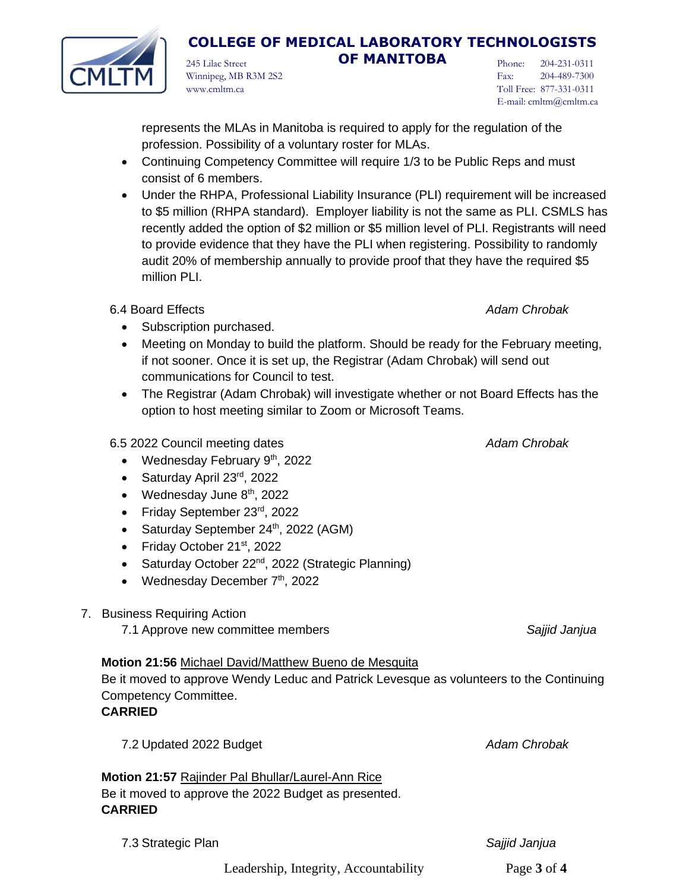represents the MLAs in Manitoba is required to apply for the regulation of the profession. Possibility of a voluntary roster for MLAs.

- Continuing Competency Committee will require 1/3 to be Public Reps and must consist of 6 members.
- Under the RHPA, Professional Liability Insurance (PLI) requirement will be increased to $5 million (RHPA standard). Employer liability is not the same as PLI. CSMLS has recently added the option of $2 million or $5 million level of PLI. Registrants will need to provide evidence that they have the PLI when registering. Possibility to randomly audit 20% of membership annually to provide proof that they have the required $5 million PLI.

6.4 Board Effects *Adam Chrobak*

- Subscription purchased.
- Meeting on Monday to build the platform. Should be ready for the February meeting, if not sooner. Once it is set up, the Registrar (Adam Chrobak) will send out communications for Council to test.
- The Registrar (Adam Chrobak) will investigate whether or not Board Effects has the option to host meeting similar to Zoom or Microsoft Teams.

6.5 2022 Council meeting dates *Adam Chrobak*

- Wednesday February 9th, 2022
- Saturday April 23rd, 2022
- Wednesday June 8th, 2022
- Friday September 23rd, 2022
- Saturday September 24th, 2022 (AGM)
- Friday October 21st, 2022
- Saturday October 22nd, 2022 (Strategic Planning)
- Wednesday December 7th, 2022

7. Business Requiring Action

7.1 Approve new committee members *Sajjid Janjua*

**Motion 21:56** Michael David/Matthew Bueno de Mesquita
Be it moved to approve Wendy Leduc and Patrick Levesque as volunteers to the Continuing Competency Committee.
**CARRIED**

7.2 Updated 2022 Budget *Adam Chrobak*

**Motion 21:57** Rajinder Pal Bhullar/Laurel-Ann Rice
Be it moved to approve the 2022 Budget as presented.
**CARRIED**

7.3 Strategic Plan *Sajjid Janjua*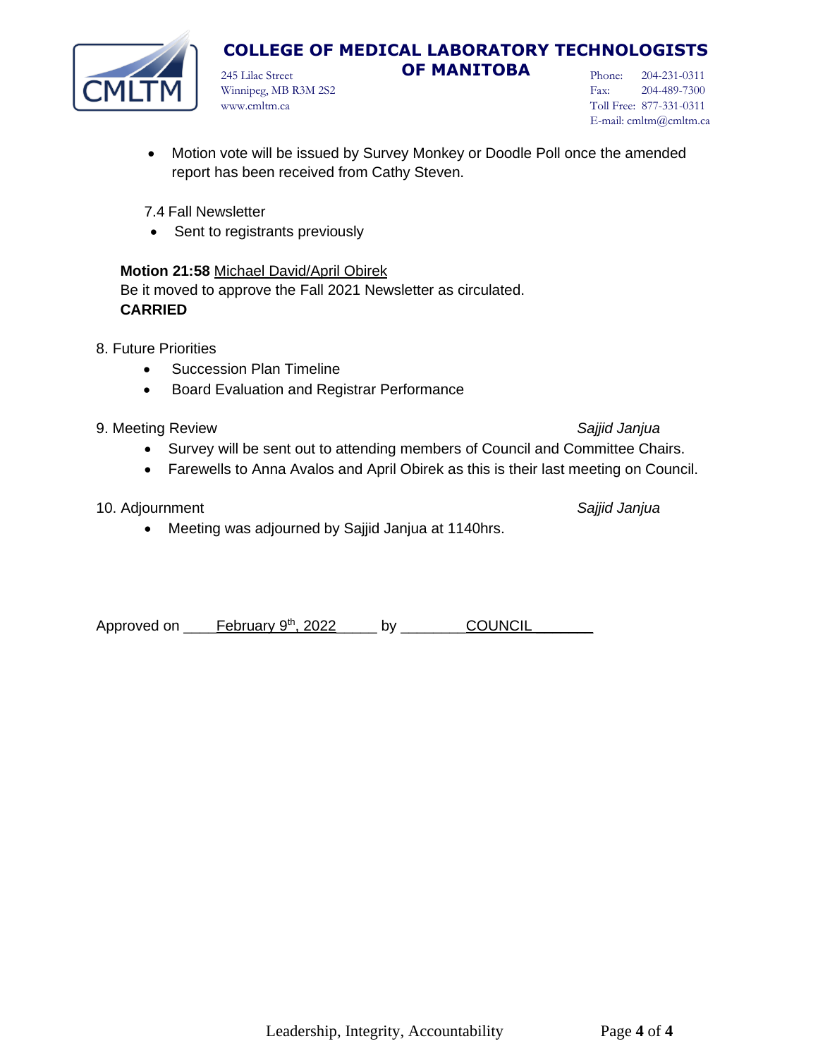- Motion vote will be issued by Survey Monkey or Doodle Poll once the amended report has been received from Cathy Steven.

7.4 Fall Newsletter

- Sent to registrants previously

**Motion 21:58** Michael David/April Obirek
Be it moved to approve the Fall 2021 Newsletter as circulated.
**CARRIED**

8. Future Priorities
   - Succession Plan Timeline
   - Board Evaluation and Registrar Performance

9. Meeting Review *Sajjid Janjua*
   - Survey will be sent out to attending members of Council and Committee Chairs.
   - Farewells to Anna Avalos and April Obirek as this is their last meeting on Council.

10. Adjournment *Sajjid Janjua*
    - Meeting was adjourned by Sajjid Janjua at 1140hrs.

Approved on February 9th, 2022 by COUNCIL